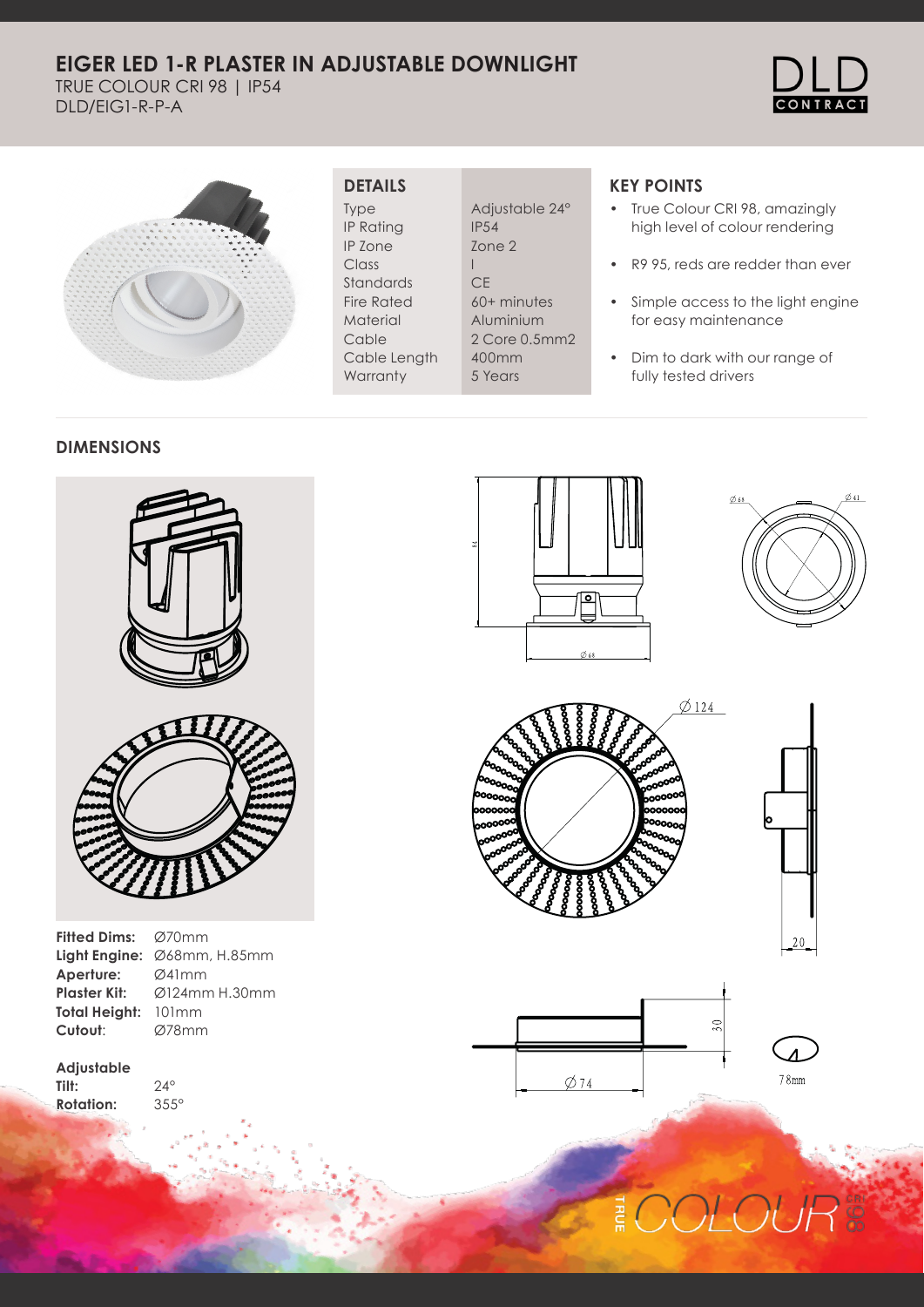# EIGER LED 1-R PLASTER IN ADJUSTABLE DOWNLIGHT

TRUE COLOUR CRI 98 | IP54

DLD/EIG1-R-P-A

## DETAILS

| | |
|---|---|
| Type | Adjustable 24° |
| IP Rating | IP54 |
| IP Zone | Zone 2 |
| Class | I |
| Standards | CE |
| Fire Rated | 60+ minutes |
| Material | Aluminium |
| Cable | 2 Core 0.5mm2 |
| Cable Length | 400mm |
| Warranty | 5 Years |

## KEY POINTS

- True Colour CRI 98, amazingly high level of colour rendering
- R9 95, reds are redder than ever
- Simple access to the light engine for easy maintenance
- Dim to dark with our range of fully tested drivers

## DIMENSIONS

**Fitted Dims:** Ø70mm
**Light Engine:** Ø68mm, H.85mm
**Aperture:** Ø41mm
**Plaster Kit:** Ø124mm H.30mm
**Total Height:** 101mm
**Cutout:** Ø78mm

**Adjustable**
**Tilt:** 24°
**Rotation:** 355°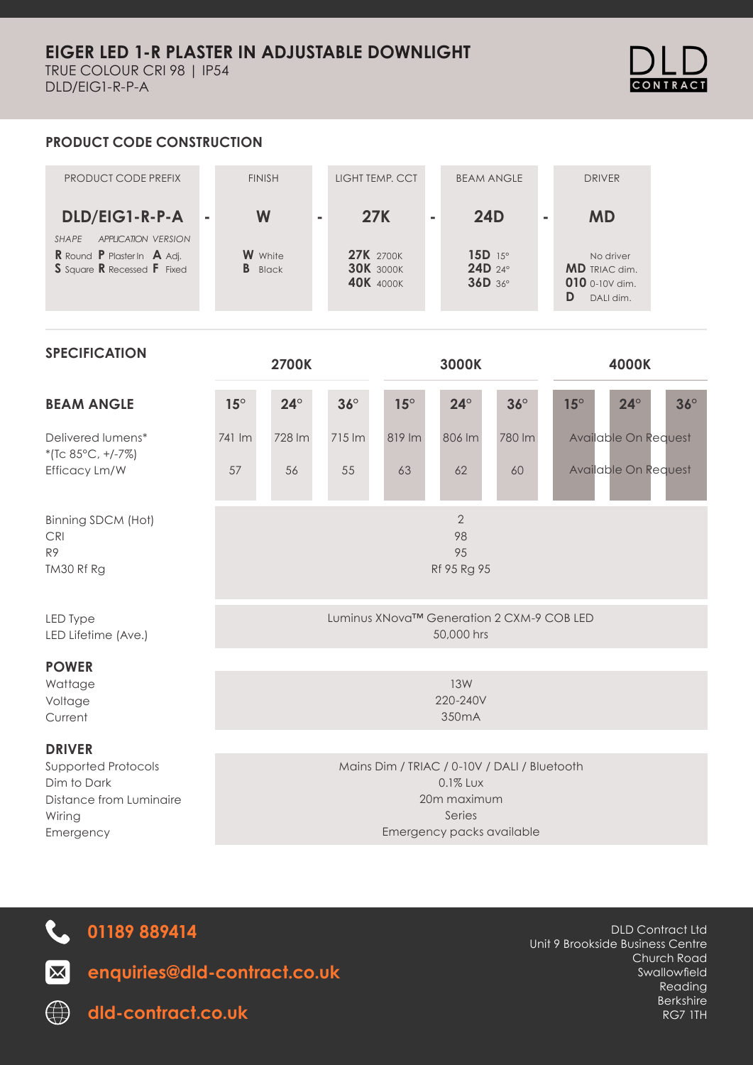# EIGER LED 1-R PLASTER IN ADJUSTABLE DOWNLIGHT

TRUE COLOUR CRI 98 | IP54

DLD/EIG1-R-P-A

DLD CONTRACT

## PRODUCT CODE CONSTRUCTION

| PRODUCT CODE PREFIX | | FINISH | | LIGHT TEMP. CCT | | BEAM ANGLE | | DRIVER |
|---|---|---|---|---|---|---|---|---|
| **DLD/EIG1-R-P-A** | - | **W** | - | **27K** | - | **24D** | - | **MD** |
| *SHAPE* *APPLICATION* *VERSION*<br>**R** Round **P** Plaster In **A** Adj.<br>**S** Square **R** Recessed **F** Fixed | | **W** White<br>**B** Black | | **27K** 2700K<br>**30K** 3000K<br>**40K** 4000K | | **15D** 15°<br>**24D** 24°<br>**36D** 36° | | No driver<br>**MD** TRIAC dim.<br>**010** 0-10V dim.<br>**D** DALI dim. |

## SPECIFICATION

| | 2700K | | | 3000K | | | 4000K | | |
|---|---|---|---|---|---|---|---|---|---|
| **BEAM ANGLE** | 15° | 24° | 36° | 15° | 24° | 36° | 15° | 24° | 36° |
| Delivered lumens*<br>*(Tc 85°C, +/-7%) | 741 lm | 728 lm | 715 lm | 819 lm | 806 lm | 780 lm | Available On Request | | |
| Efficacy Lm/W | 57 | 56 | 55 | 63 | 62 | 60 | Available On Request | | |
| Binning SDCM (Hot) | 2 | | | | | | | | |
| CRI | 98 | | | | | | | | |
| R9 | 95 | | | | | | | | |
| TM30 Rf Rg | Rf 95 Rg 95 | | | | | | | | |
| LED Type | Luminus XNova™ Generation 2 CXM-9 COB LED | | | | | | | | |
| LED Lifetime (Ave.) | 50,000 hrs | | | | | | | | |
| **POWER** | | | | | | | | | |
| Wattage | 13W | | | | | | | | |
| Voltage | 220-240V | | | | | | | | |
| Current | 350mA | | | | | | | | |
| **DRIVER** | | | | | | | | | |
| Supported Protocols | Mains Dim / TRIAC / 0-10V / DALI / Bluetooth | | | | | | | | |
| Dim to Dark | 0.1% Lux | | | | | | | | |
| Distance from Luminaire | 20m maximum | | | | | | | | |
| Wiring | Series | | | | | | | | |
| Emergency | Emergency packs available | | | | | | | | |

**01189 889414**

**enquiries@dld-contract.co.uk**

**dld-contract.co.uk**

DLD Contract Ltd
Unit 9 Brookside Business Centre
Church Road
Swallowfield
Reading
Berkshire
RG7 1TH